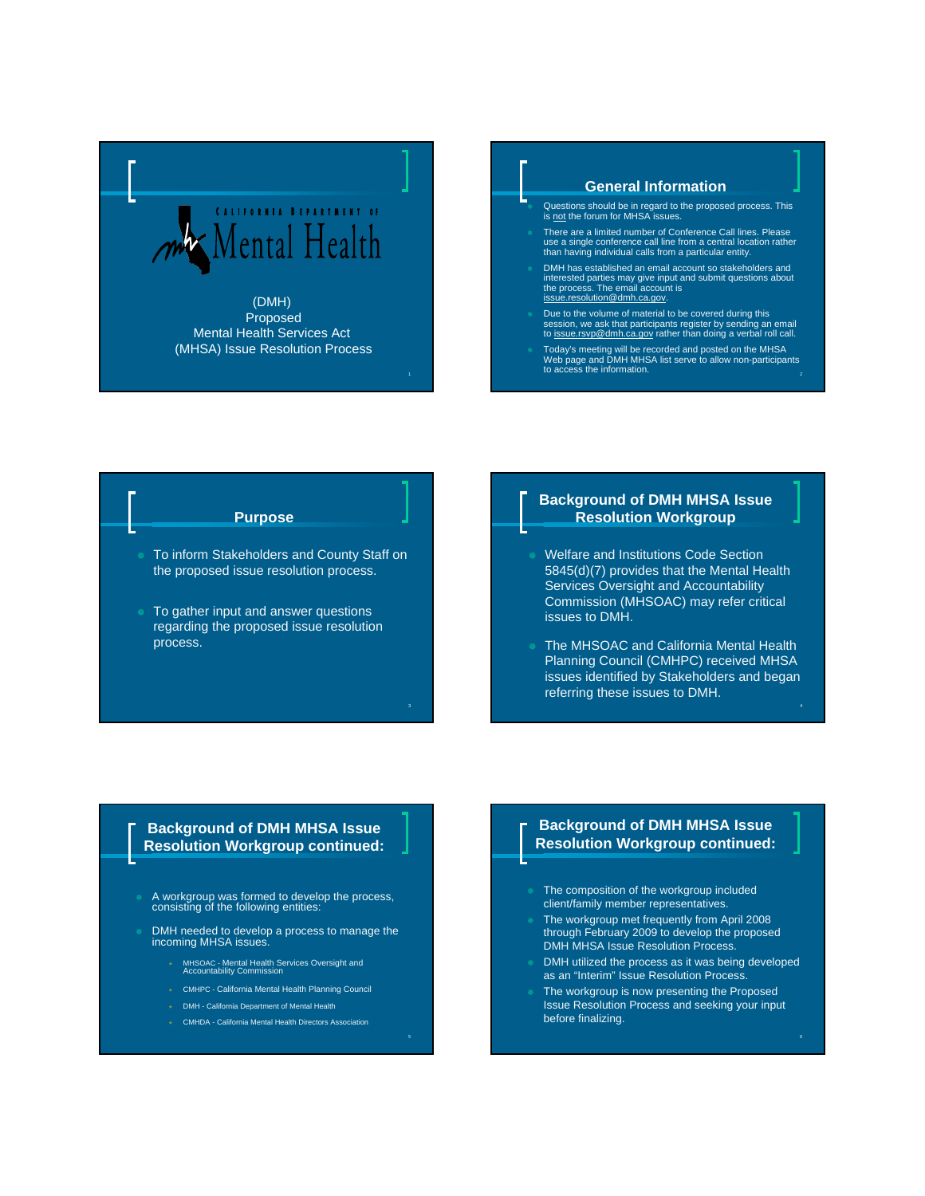CALIFORNIA DEPARTMENT OF

Mental Health

(DMH)
Proposed
Mental Health Services Act
(MHSA) Issue Resolution Process

## General Information

- Questions should be in regard to the proposed process. This is not the forum for MHSA issues.
- There are a limited number of Conference Call lines. Please use a single conference call line from a central location rather than having individual calls from a particular entity.
- DMH has established an email account so stakeholders and interested parties may give input and submit questions about the process. The email account is issue.resolution@dmh.ca.gov.
- Due to the volume of material to be covered during this session, we ask that participants register by sending an email to issue.rsvp@dmh.ca.gov rather than doing a verbal roll call.
- Today's meeting will be recorded and posted on the MHSA Web page and DMH MHSA list serve to allow non-participants to access the information.

## Purpose

- To inform Stakeholders and County Staff on the proposed issue resolution process.
- To gather input and answer questions regarding the proposed issue resolution process.

## Background of DMH MHSA Issue Resolution Workgroup

- Welfare and Institutions Code Section 5845(d)(7) provides that the Mental Health Services Oversight and Accountability Commission (MHSOAC) may refer critical issues to DMH.
- The MHSOAC and California Mental Health Planning Council (CMHPC) received MHSA issues identified by Stakeholders and began referring these issues to DMH.

## Background of DMH MHSA Issue Resolution Workgroup continued:

- A workgroup was formed to develop the process, consisting of the following entities:
- DMH needed to develop a process to manage the incoming MHSA issues.
  - MHSOAC - Mental Health Services Oversight and Accountability Commission
  - CMHPC - California Mental Health Planning Council
  - DMH - California Department of Mental Health
  - CMHDA - California Mental Health Directors Association

## Background of DMH MHSA Issue Resolution Workgroup continued:

- The composition of the workgroup included client/family member representatives.
- The workgroup met frequently from April 2008 through February 2009 to develop the proposed DMH MHSA Issue Resolution Process.
- DMH utilized the process as it was being developed as an "Interim" Issue Resolution Process.
- The workgroup is now presenting the Proposed Issue Resolution Process and seeking your input before finalizing.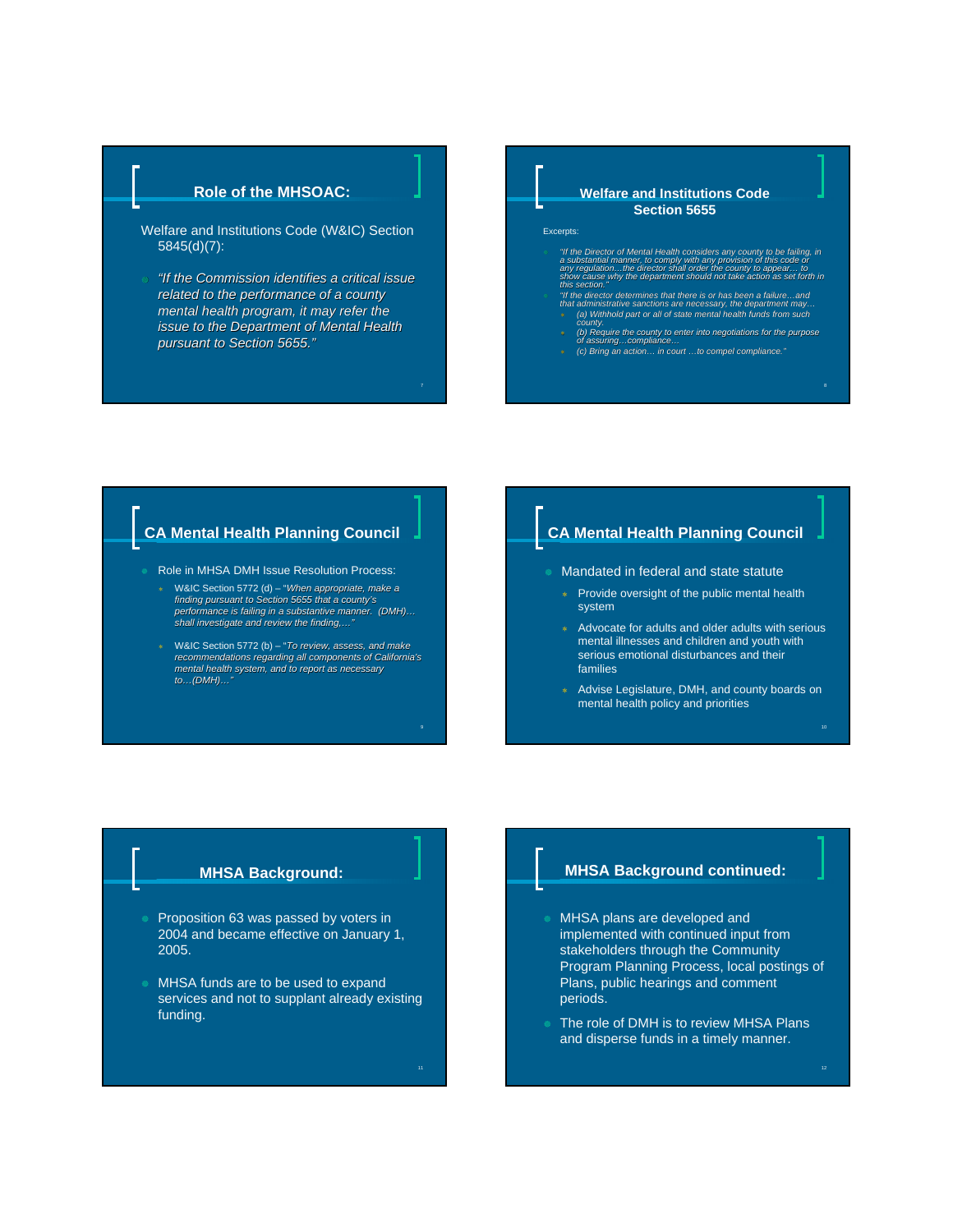## Role of the MHSOAC:

Welfare and Institutions Code (W&IC) Section 5845(d)(7):

- *"If the Commission identifies a critical issue related to the performance of a county mental health program, it may refer the issue to the Department of Mental Health pursuant to Section 5655."*

## Welfare and Institutions Code Section 5655

Excerpts:

- *"If the Director of Mental Health considers any county to be failing, in a substantial manner, to comply with any provision of this code or any regulation…the director shall order the county to appear… to show cause why the department should not take action as set forth in this section."*
- *"If the director determines that there is or has been a failure…and that administrative sanctions are necessary, the department may…*
  - *(a) Withhold part or all of state mental health funds from such county.*
  - *(b) Require the county to enter into negotiations for the purpose of assuring…compliance…*
  - *(c) Bring an action… in court …to compel compliance."*

## CA Mental Health Planning Council

- Role in MHSA DMH Issue Resolution Process:
  - W&IC Section 5772 (d) – *"When appropriate, make a finding pursuant to Section 5655 that a county's performance is failing in a substantive manner. (DMH)… shall investigate and review the finding,…"*
  - W&IC Section 5772 (b) – *"To review, assess, and make recommendations regarding all components of California's mental health system, and to report as necessary to…(DMH)…"*

## CA Mental Health Planning Council

- Mandated in federal and state statute
  - Provide oversight of the public mental health system
  - Advocate for adults and older adults with serious mental illnesses and children and youth with serious emotional disturbances and their families
  - Advise Legislature, DMH, and county boards on mental health policy and priorities

## MHSA Background:

- Proposition 63 was passed by voters in 2004 and became effective on January 1, 2005.
- MHSA funds are to be used to expand services and not to supplant already existing funding.

## MHSA Background continued:

- MHSA plans are developed and implemented with continued input from stakeholders through the Community Program Planning Process, local postings of Plans, public hearings and comment periods.
- The role of DMH is to review MHSA Plans and disperse funds in a timely manner.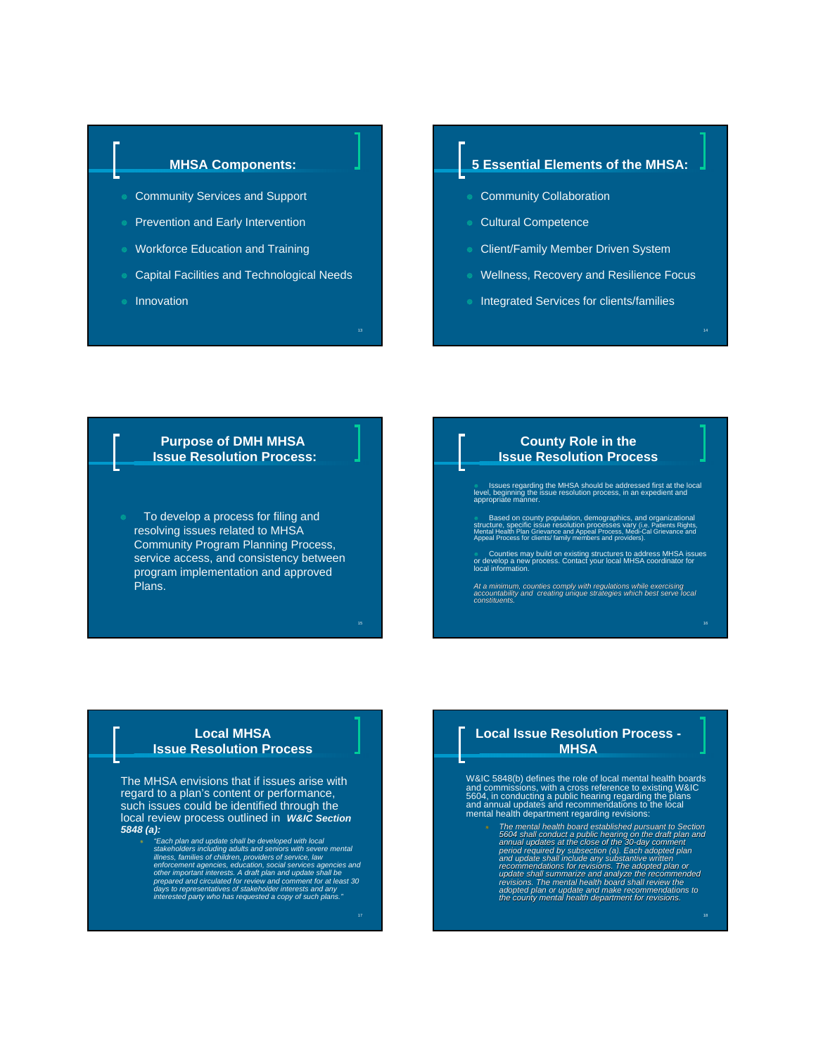## MHSA Components:

- Community Services and Support
- Prevention and Early Intervention
- Workforce Education and Training
- Capital Facilities and Technological Needs
- Innovation

## 5 Essential Elements of the MHSA:

- Community Collaboration
- Cultural Competence
- Client/Family Member Driven System
- Wellness, Recovery and Resilience Focus
- Integrated Services for clients/families

## Purpose of DMH MHSA Issue Resolution Process:

- To develop a process for filing and resolving issues related to MHSA Community Program Planning Process, service access, and consistency between program implementation and approved Plans.

## County Role in the Issue Resolution Process

- Issues regarding the MHSA should be addressed first at the local level, beginning the issue resolution process, in an expedient and appropriate manner.
- Based on county population, demographics, and organizational structure, specific issue resolution processes vary (i.e. Patients Rights, Mental Health Plan Grievance and Appeal Process, Medi-Cal Grievance and Appeal Process for clients/ family members and providers).
- Counties may build on existing structures to address MHSA issues or develop a new process. Contact your local MHSA coordinator for local information.

*At a minimum, counties comply with regulations while exercising accountability and creating unique strategies which best serve local constituents.*

## Local MHSA Issue Resolution Process

The MHSA envisions that if issues arise with regard to a plan's content or performance, such issues could be identified through the local review process outlined in ***W&IC Section 5848 (a):***

- *"Each plan and update shall be developed with local stakeholders including adults and seniors with severe mental illness, families of children, providers of service, law enforcement agencies, education, social services agencies and other important interests. A draft plan and update shall be prepared and circulated for review and comment for at least 30 days to representatives of stakeholder interests and any interested party who has requested a copy of such plans."*

## Local Issue Resolution Process - MHSA

W&IC 5848(b) defines the role of local mental health boards and commissions, with a cross reference to existing W&IC 5604, in conducting a public hearing regarding the plans and annual updates and recommendations to the local mental health department regarding revisions:

- *The mental health board established pursuant to Section 5604 shall conduct a public hearing on the draft plan and annual updates at the close of the 30-day comment period required by subsection (a). Each adopted plan and update shall include any substantive written recommendations for revisions. The adopted plan or update shall summarize and analyze the recommended revisions. The mental health board shall review the adopted plan or update and make recommendations to the county mental health department for revisions.*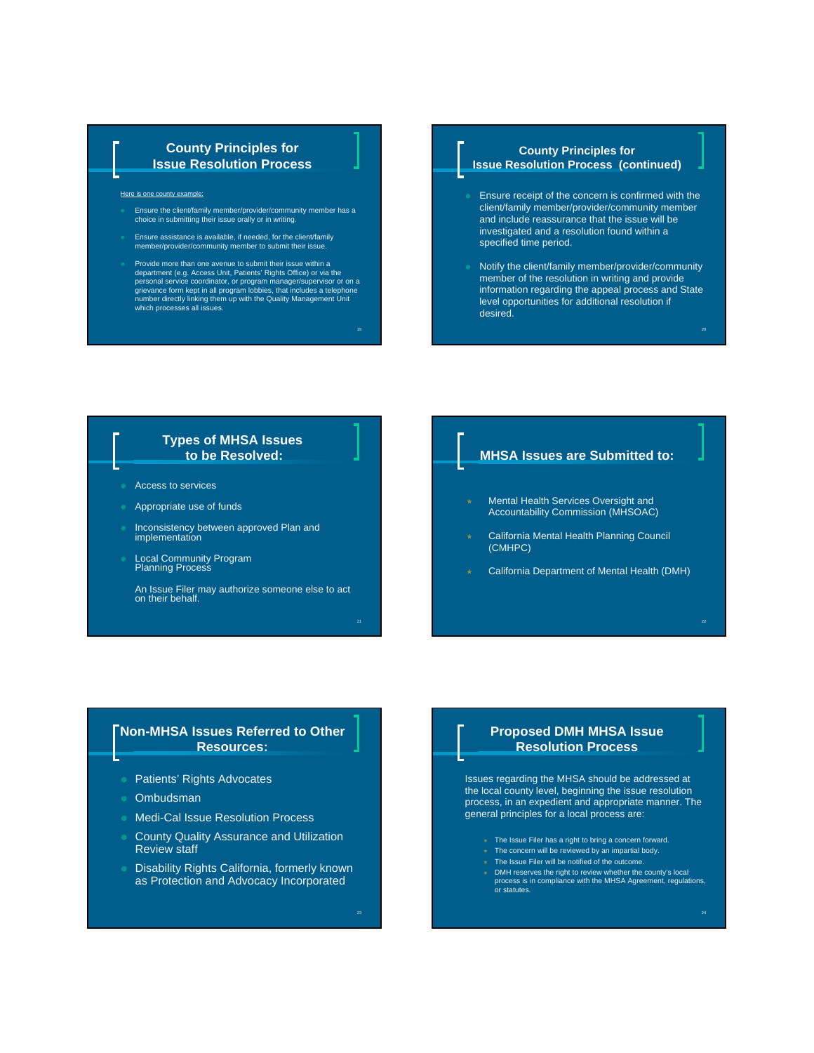## County Principles for Issue Resolution Process

Here is one county example:

- Ensure the client/family member/provider/community member has a choice in submitting their issue orally or in writing.
- Ensure assistance is available, if needed, for the client/family member/provider/community member to submit their issue.
- Provide more than one avenue to submit their issue within a department (e.g. Access Unit, Patients' Rights Office) or via the personal service coordinator, or program manager/supervisor or on a grievance form kept in all program lobbies, that includes a telephone number directly linking them up with the Quality Management Unit which processes all issues.

## County Principles for Issue Resolution Process (continued)

- Ensure receipt of the concern is confirmed with the client/family member/provider/community member and include reassurance that the issue will be investigated and a resolution found within a specified time period.
- Notify the client/family member/provider/community member of the resolution in writing and provide information regarding the appeal process and State level opportunities for additional resolution if desired.

## Types of MHSA Issues to be Resolved:

- Access to services
- Appropriate use of funds
- Inconsistency between approved Plan and implementation
- Local Community Program Planning Process

An Issue Filer may authorize someone else to act on their behalf.

## MHSA Issues are Submitted to:

- Mental Health Services Oversight and Accountability Commission (MHSOAC)
- California Mental Health Planning Council (CMHPC)
- California Department of Mental Health (DMH)

## Non-MHSA Issues Referred to Other Resources:

- Patients' Rights Advocates
- Ombudsman
- Medi-Cal Issue Resolution Process
- County Quality Assurance and Utilization Review staff
- Disability Rights California, formerly known as Protection and Advocacy Incorporated

## Proposed DMH MHSA Issue Resolution Process

Issues regarding the MHSA should be addressed at the local county level, beginning the issue resolution process, in an expedient and appropriate manner. The general principles for a local process are:

- The Issue Filer has a right to bring a concern forward.
- The concern will be reviewed by an impartial body.
- The Issue Filer will be notified of the outcome.
- DMH reserves the right to review whether the county's local process is in compliance with the MHSA Agreement, regulations, or statutes.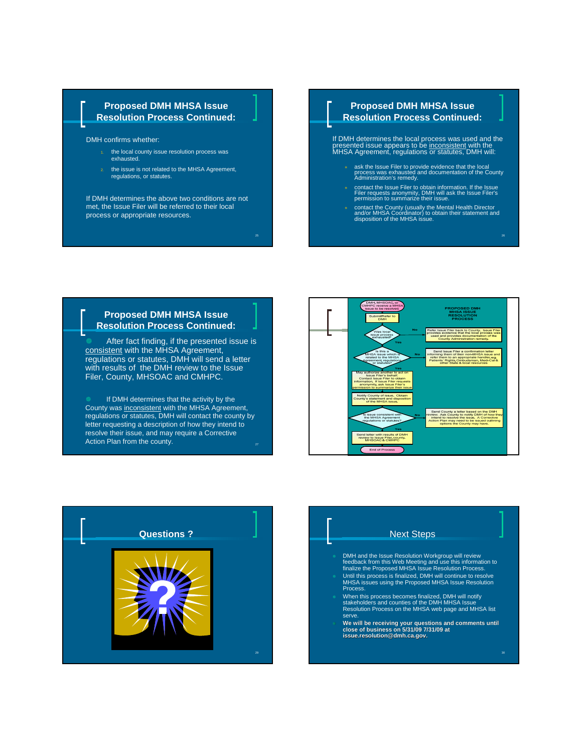## Proposed DMH MHSA Issue Resolution Process Continued:

DMH confirms whether:

1. the local county issue resolution process was exhausted.
2. the issue is not related to the MHSA Agreement, regulations, or statutes.

If DMH determines the above two conditions are not met, the Issue Filer will be referred to their local process or appropriate resources.

## Proposed DMH MHSA Issue Resolution Process Continued:

If DMH determines the local process was used and the presented issue appears to be inconsistent with the MHSA Agreement, regulations or statutes, DMH will:

- ask the Issue Filer to provide evidence that the local process was exhausted and documentation of the County Administration's remedy.
- contact the Issue Filer to obtain information. If the Issue Filer requests anonymity, DMH will ask the Issue Filer's permission to summarize their issue.
- contact the County (usually the Mental Health Director and/or MHSA Coordinator) to obtain their statement and disposition of the MHSA issue.

## Proposed DMH MHSA Issue Resolution Process Continued:

- After fact finding, if the presented issue is consistent with the MHSA Agreement, regulations or statutes, DMH will send a letter with results of the DMH review to the Issue Filer, County, MHSOAC and CMHPC.
- If DMH determines that the activity by the County was inconsistent with the MHSA Agreement, regulations or statutes, DMH will contact the county by letter requesting a description of how they intend to resolve their issue, and may require a Corrective Action Plan from the county.

PROPOSED DMH MHSA ISSUE RESOLUTION PROCESS

DMH, MHSOAC or CMHPC receive a MHSA issue to be resolved.

Submit/Refer to DMH

Was local issue process exhausted?

No

Refer Issue Filer back to County. Issue Filer provides evidence that the local process was used and provides documentation of the County Administration remedy.

Yes

Is this a MHSA issue which is related to the MHSA Agreement, regulations or statutes?

No

Send Issue Filer a confirmation letter informing them of their non-MHSA issue and refer them to an appropriate handler, eg, Patients' Rights, Ombudsman, Medi-Cal & other State & local resources

Yes

May authorize another to act on Issue Filer's behalf. Contact Issue Filer to obtain information. If Issue Filer requests anonymity, ask Issue Filer's permission to summarize their issue

Notify County of issue. Obtain County's statement and disposition of the MHSA issue.

Is issue consistent with the MHSA Agreement regulations or statutes?

No

Send County a letter based on the DMH review. Ask County to notify DMH of how they intend to resolve the issue. A Corrective Action Plan may need to be issued outlining options the County may have.

Yes

Send letter with results of DMH review to Issue Filer, county, MHSOAC & CMHPC

End of Process

## Questions ?

## Next Steps

- DMH and the Issue Resolution Workgroup will review feedback from this Web Meeting and use this information to finalize the Proposed MHSA Issue Resolution Process.
- Until this process is finalized, DMH will continue to resolve MHSA issues using the Proposed MHSA Issue Resolution Process.
- When this process becomes finalized, DMH will notify stakeholders and counties of the DMH MHSA Issue Resolution Process on the MHSA web page and MHSA list serve.
- **We will be receiving your questions and comments until close of business on 5/31/09 7/31/09 at issue.resolution@dmh.ca.gov.**